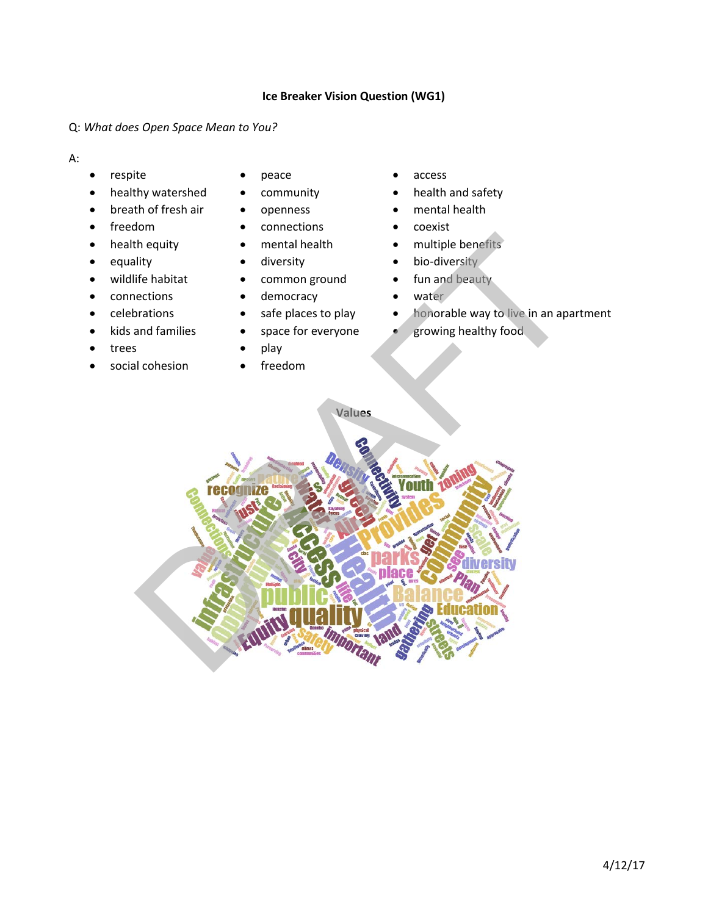**Ice Breaker Vision Question (WG1)**

Q: *What does Open Space Mean to You?*

A:

- respite
- healthy watershed
- breath of fresh air
- freedom
- health equity
- equality
- wildlife habitat
- connections
- celebrations
- kids and families
- trees
- social cohesion
- peace
- community
- openness
- connections
- mental health
- diversity
- common ground
- democracy
- safe places to play
- space for everyone
- play
- freedom
- access
- health and safety
- mental health
- coexist
- multiple benefits
- bio-diversity
- fun and beauty
- water
- honorable way to live in an apartment
- growing healthy food

Values

4/12/17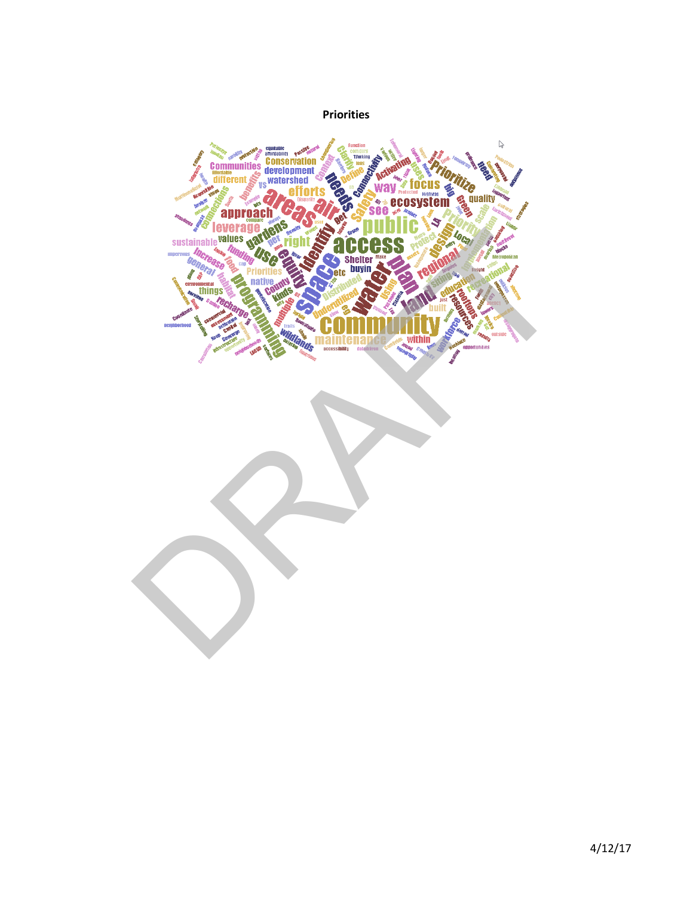**Priorities**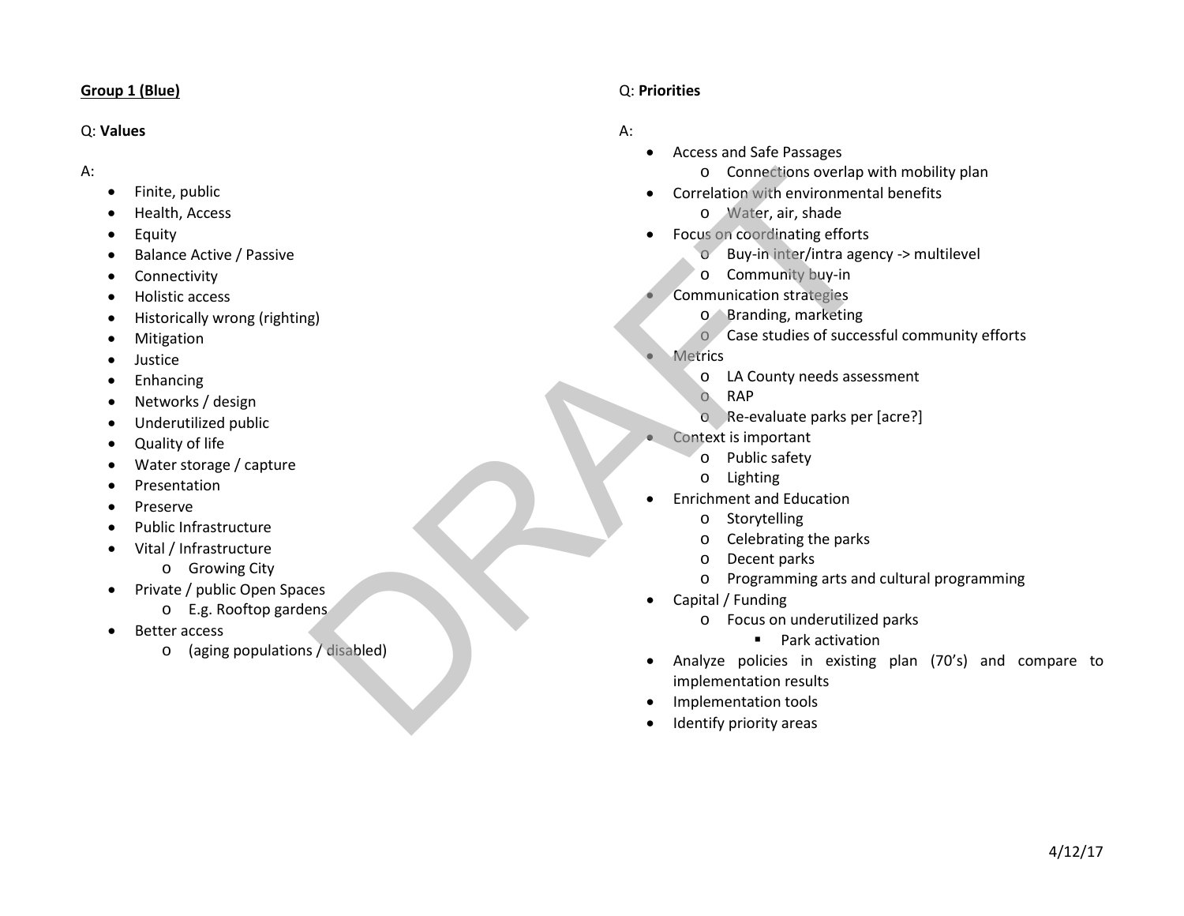**Group 1 (Blue)**

Q: **Values**

A:

- Finite, public
- Health, Access
- Equity
- Balance Active / Passive
- Connectivity
- Holistic access
- Historically wrong (righting)
- Mitigation
- Justice
- Enhancing
- Networks / design
- Underutilized public
- Quality of life
- Water storage / capture
- Presentation
- Preserve
- Public Infrastructure
- Vital / Infrastructure
  - Growing City
- Private / public Open Spaces
  - E.g. Rooftop gardens
- Better access
  - (aging populations / disabled)

Q: **Priorities**

A:

- Access and Safe Passages
  - Connections overlap with mobility plan
- Correlation with environmental benefits
  - Water, air, shade
- Focus on coordinating efforts
  - Buy-in inter/intra agency -> multilevel
  - Community buy-in
- Communication strategies
  - Branding, marketing
  - Case studies of successful community efforts
- Metrics
  - LA County needs assessment
  - RAP
  - Re-evaluate parks per [acre?]
- Context is important
  - Public safety
  - Lighting
- Enrichment and Education
  - Storytelling
  - Celebrating the parks
  - Decent parks
  - Programming arts and cultural programming
- Capital / Funding
  - Focus on underutilized parks
    - Park activation
- Analyze policies in existing plan (70's) and compare to implementation results
- Implementation tools
- Identify priority areas

4/12/17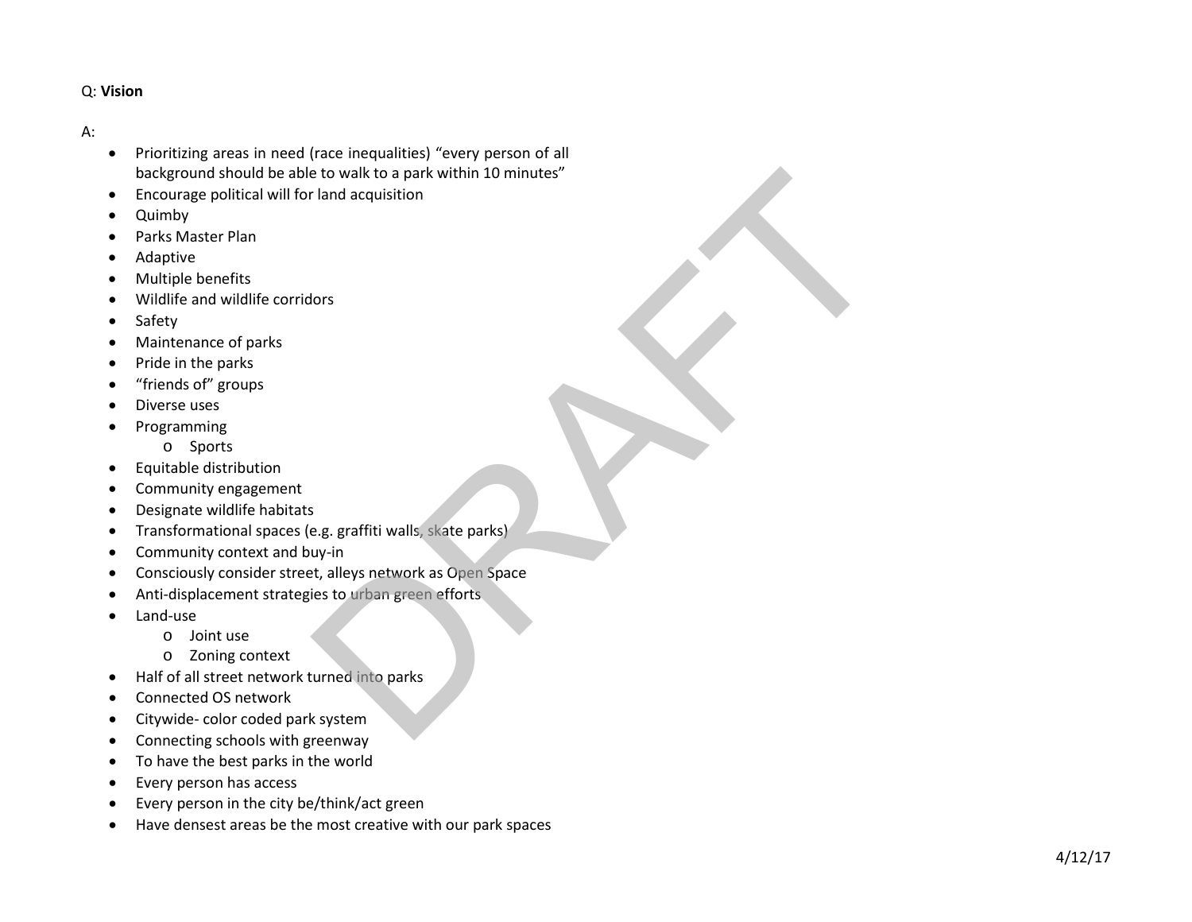Q: **Vision**

A:

- Prioritizing areas in need (race inequalities) “every person of all background should be able to walk to a park within 10 minutes”
- Encourage political will for land acquisition
- Quimby
- Parks Master Plan
- Adaptive
- Multiple benefits
- Wildlife and wildlife corridors
- Safety
- Maintenance of parks
- Pride in the parks
- “friends of” groups
- Diverse uses
- Programming
    - Sports
- Equitable distribution
- Community engagement
- Designate wildlife habitats
- Transformational spaces (e.g. graffiti walls, skate parks)
- Community context and buy-in
- Consciously consider street, alleys network as Open Space
- Anti-displacement strategies to urban green efforts
- Land-use
    - Joint use
    - Zoning context
- Half of all street network turned into parks
- Connected OS network
- Citywide- color coded park system
- Connecting schools with greenway
- To have the best parks in the world
- Every person has access
- Every person in the city be/think/act green
- Have densest areas be the most creative with our park spaces

4/12/17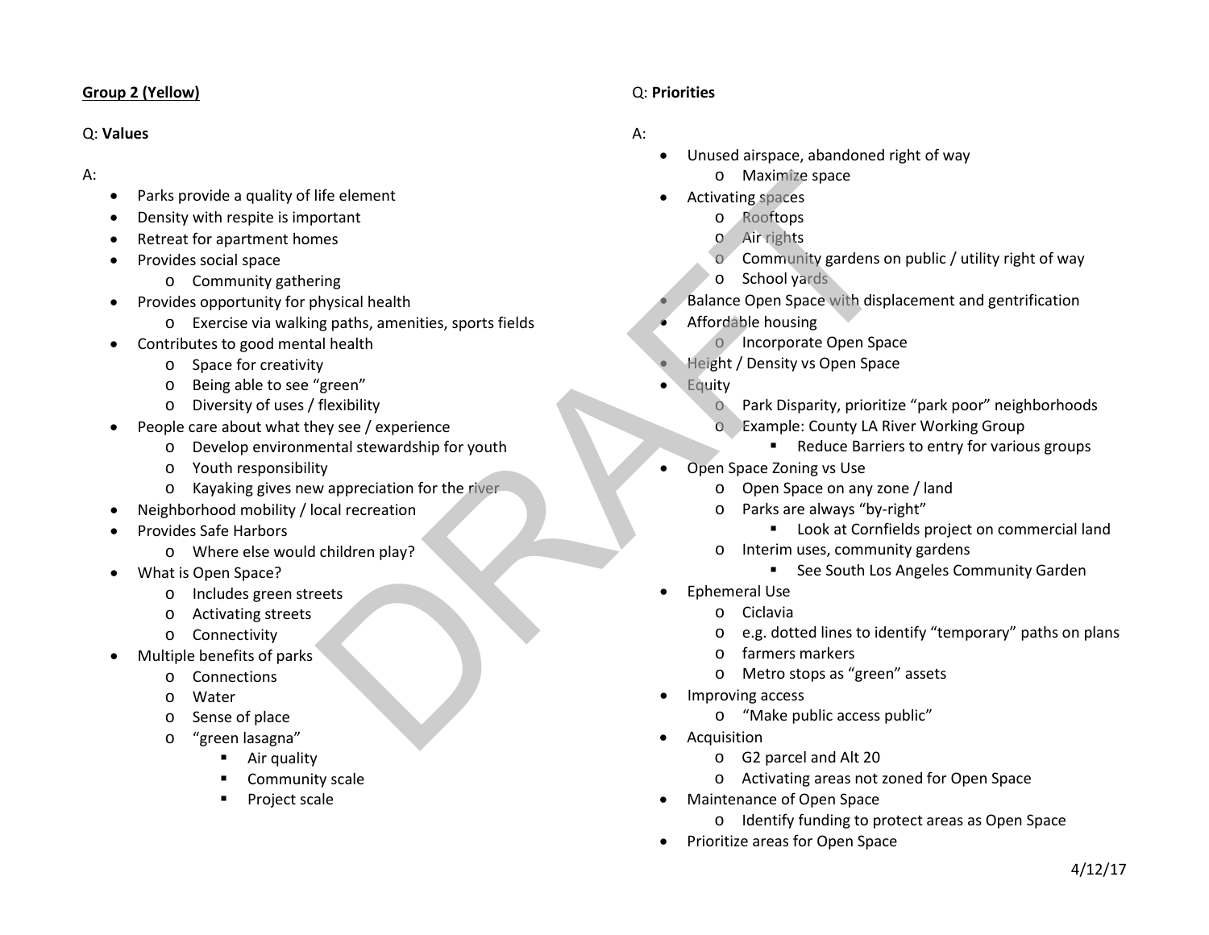**Group 2 (Yellow)**

Q: **Values**

A:

- Parks provide a quality of life element
- Density with respite is important
- Retreat for apartment homes
- Provides social space
  - Community gathering
- Provides opportunity for physical health
  - Exercise via walking paths, amenities, sports fields
- Contributes to good mental health
  - Space for creativity
  - Being able to see “green”
  - Diversity of uses / flexibility
- People care about what they see / experience
  - Develop environmental stewardship for youth
  - Youth responsibility
  - Kayaking gives new appreciation for the river
- Neighborhood mobility / local recreation
- Provides Safe Harbors
  - Where else would children play?
- What is Open Space?
  - Includes green streets
  - Activating streets
  - Connectivity
- Multiple benefits of parks
  - Connections
  - Water
  - Sense of place
  - “green lasagna”
    - Air quality
    - Community scale
    - Project scale

Q: **Priorities**

A:

- Unused airspace, abandoned right of way
  - Maximize space
- Activating spaces
  - Rooftops
  - Air rights
  - Community gardens on public / utility right of way
  - School yards
- Balance Open Space with displacement and gentrification
- Affordable housing
  - Incorporate Open Space
- Height / Density vs Open Space
- Equity
  - Park Disparity, prioritize “park poor” neighborhoods
  - Example: County LA River Working Group
    - Reduce Barriers to entry for various groups
- Open Space Zoning vs Use
  - Open Space on any zone / land
  - Parks are always “by-right”
    - Look at Cornfields project on commercial land
  - Interim uses, community gardens
    - See South Los Angeles Community Garden
- Ephemeral Use
  - Ciclavia
  - e.g. dotted lines to identify “temporary” paths on plans
  - farmers markers
  - Metro stops as “green” assets
- Improving access
  - “Make public access public”
- Acquisition
  - G2 parcel and Alt 20
  - Activating areas not zoned for Open Space
- Maintenance of Open Space
  - Identify funding to protect areas as Open Space
- Prioritize areas for Open Space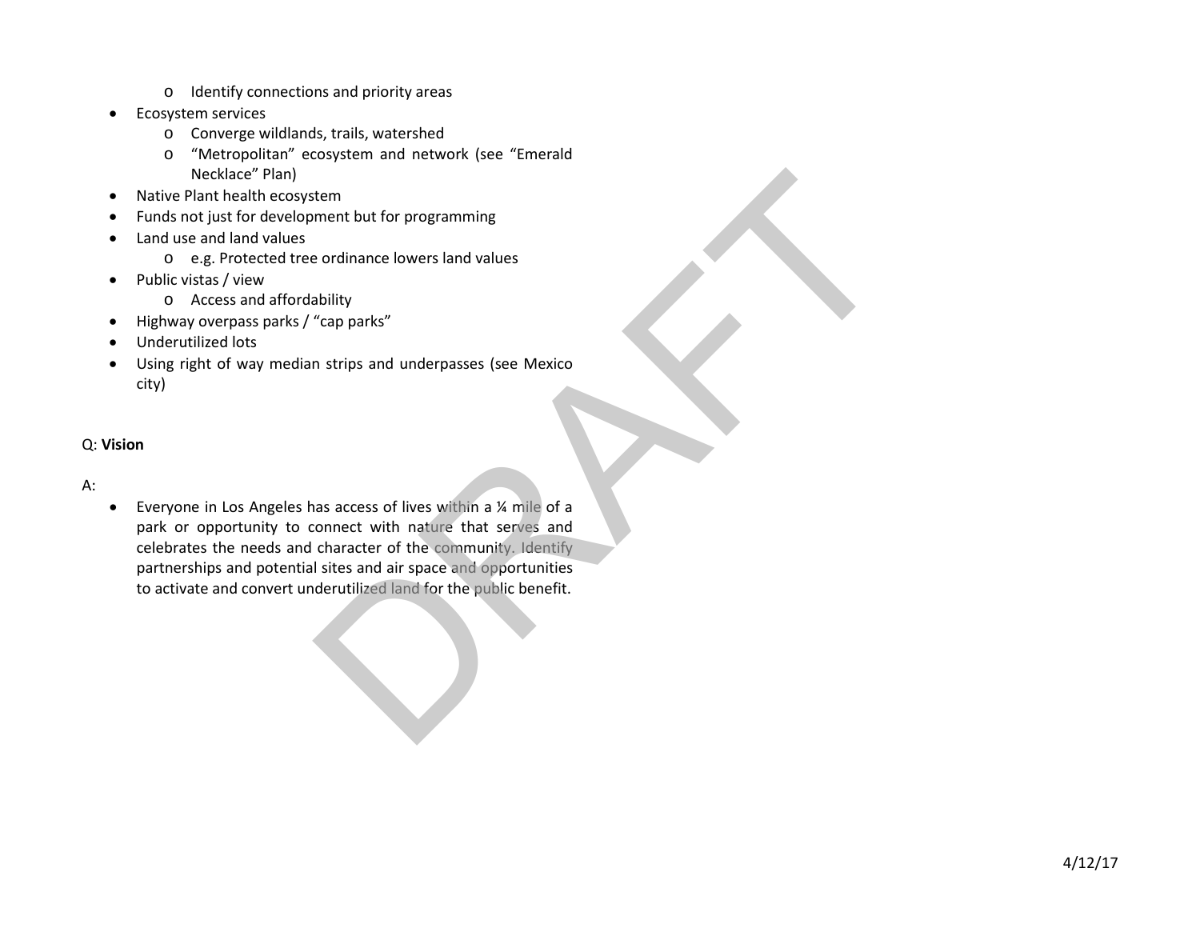- Identify connections and priority areas
- Ecosystem services
    - Converge wildlands, trails, watershed
    - "Metropolitan" ecosystem and network (see "Emerald Necklace" Plan)
- Native Plant health ecosystem
- Funds not just for development but for programming
- Land use and land values
    - e.g. Protected tree ordinance lowers land values
- Public vistas / view
    - Access and affordability
- Highway overpass parks / "cap parks"
- Underutilized lots
- Using right of way median strips and underpasses (see Mexico city)

Q: **Vision**

A:

- Everyone in Los Angeles has access of lives within a ¼ mile of a park or opportunity to connect with nature that serves and celebrates the needs and character of the community. Identify partnerships and potential sites and air space and opportunities to activate and convert underutilized land for the public benefit.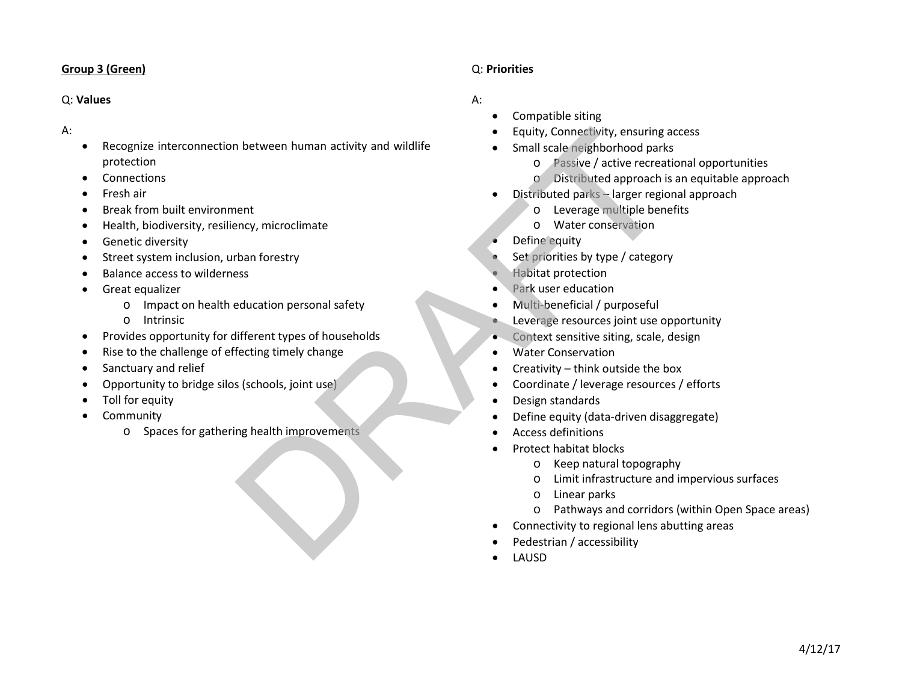**Group 3 (Green)**

Q: **Values**

A:

- Recognize interconnection between human activity and wildlife protection
- Connections
- Fresh air
- Break from built environment
- Health, biodiversity, resiliency, microclimate
- Genetic diversity
- Street system inclusion, urban forestry
- Balance access to wilderness
- Great equalizer
    - Impact on health education personal safety
    - Intrinsic
- Provides opportunity for different types of households
- Rise to the challenge of effecting timely change
- Sanctuary and relief
- Opportunity to bridge silos (schools, joint use)
- Toll for equity
- Community
    - Spaces for gathering health improvements

Q: **Priorities**

A:

- Compatible siting
- Equity, Connectivity, ensuring access
- Small scale neighborhood parks
    - Passive / active recreational opportunities
    - Distributed approach is an equitable approach
- Distributed parks – larger regional approach
    - Leverage multiple benefits
    - Water conservation
- Define equity
- Set priorities by type / category
- Habitat protection
- Park user education
- Multi-beneficial / purposeful
- Leverage resources joint use opportunity
- Context sensitive siting, scale, design
- Water Conservation
- Creativity – think outside the box
- Coordinate / leverage resources / efforts
- Design standards
- Define equity (data-driven disaggregate)
- Access definitions
- Protect habitat blocks
    - Keep natural topography
    - Limit infrastructure and impervious surfaces
    - Linear parks
    - Pathways and corridors (within Open Space areas)
- Connectivity to regional lens abutting areas
- Pedestrian / accessibility
- LAUSD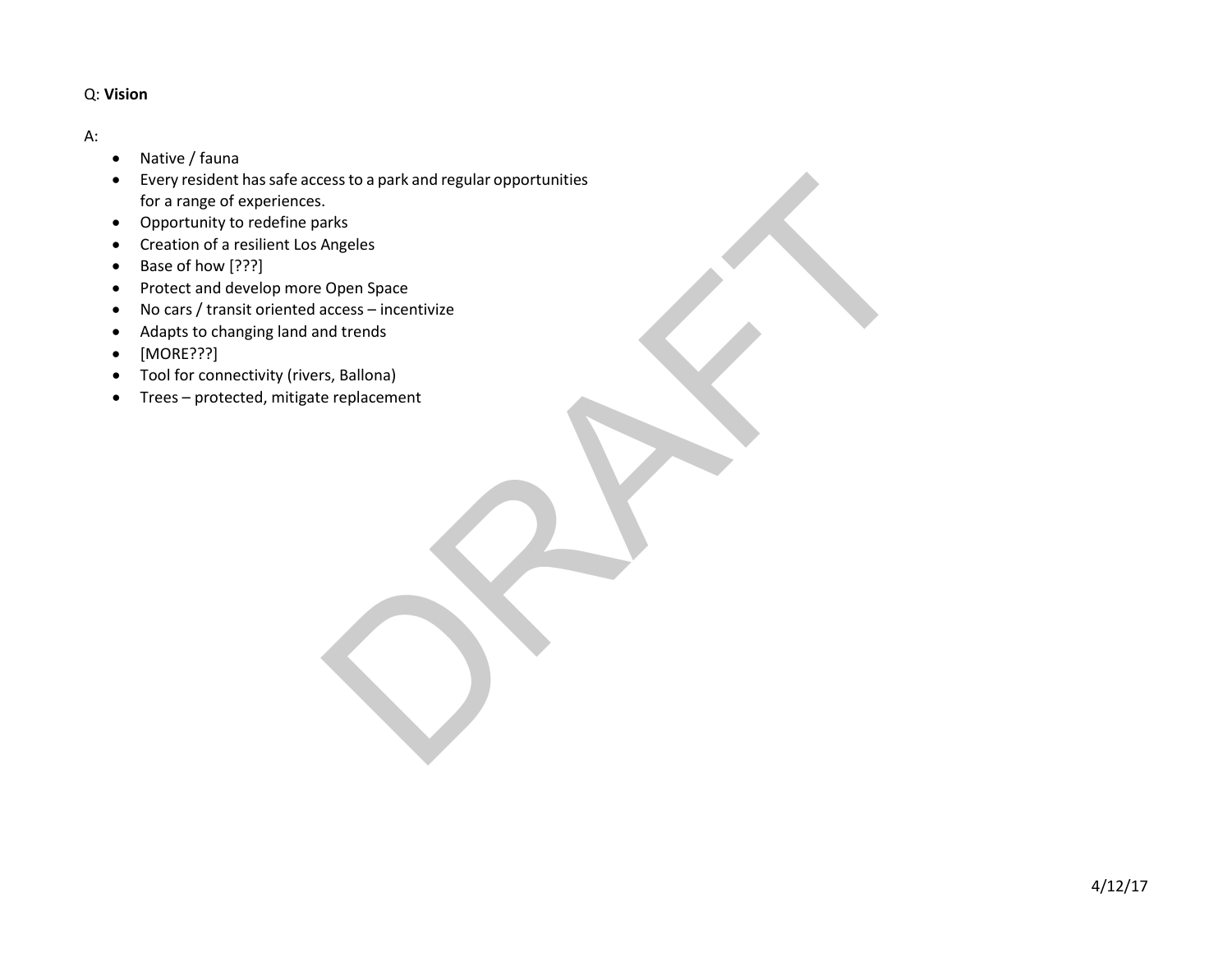Q: **Vision**

A:

- Native / fauna
- Every resident has safe access to a park and regular opportunities for a range of experiences.
- Opportunity to redefine parks
- Creation of a resilient Los Angeles
- Base of how [???]
- Protect and develop more Open Space
- No cars / transit oriented access – incentivize
- Adapts to changing land and trends
- [MORE???]
- Tool for connectivity (rivers, Ballona)
- Trees – protected, mitigate replacement

4/12/17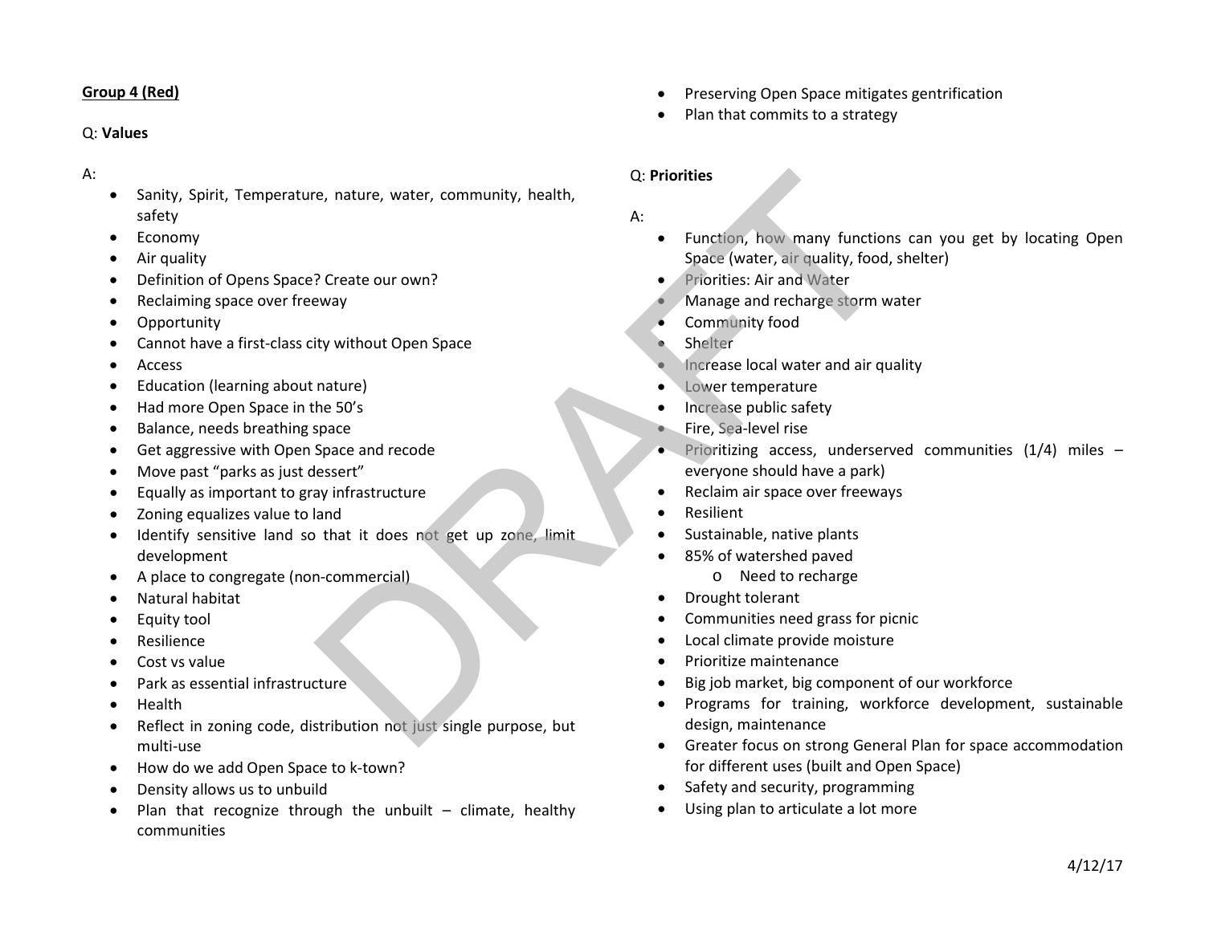**Group 4 (Red)**

Q: **Values**

A:

- Sanity, Spirit, Temperature, nature, water, community, health, safety
- Economy
- Air quality
- Definition of Opens Space? Create our own?
- Reclaiming space over freeway
- Opportunity
- Cannot have a first-class city without Open Space
- Access
- Education (learning about nature)
- Had more Open Space in the 50's
- Balance, needs breathing space
- Get aggressive with Open Space and recode
- Move past "parks as just dessert"
- Equally as important to gray infrastructure
- Zoning equalizes value to land
- Identify sensitive land so that it does not get up zone, limit development
- A place to congregate (non-commercial)
- Natural habitat
- Equity tool
- Resilience
- Cost vs value
- Park as essential infrastructure
- Health
- Reflect in zoning code, distribution not just single purpose, but multi-use
- How do we add Open Space to k-town?
- Density allows us to unbuild
- Plan that recognize through the unbuilt – climate, healthy communities
- Preserving Open Space mitigates gentrification
- Plan that commits to a strategy

Q: **Priorities**

A:

- Function, how many functions can you get by locating Open Space (water, air quality, food, shelter)
- Priorities: Air and Water
- Manage and recharge storm water
- Community food
- Shelter
- Increase local water and air quality
- Lower temperature
- Increase public safety
- Fire, Sea-level rise
- Prioritizing access, underserved communities (1/4) miles – everyone should have a park)
- Reclaim air space over freeways
- Resilient
- Sustainable, native plants
- 85% of watershed paved
  - Need to recharge
- Drought tolerant
- Communities need grass for picnic
- Local climate provide moisture
- Prioritize maintenance
- Big job market, big component of our workforce
- Programs for training, workforce development, sustainable design, maintenance
- Greater focus on strong General Plan for space accommodation for different uses (built and Open Space)
- Safety and security, programming
- Using plan to articulate a lot more

4/12/17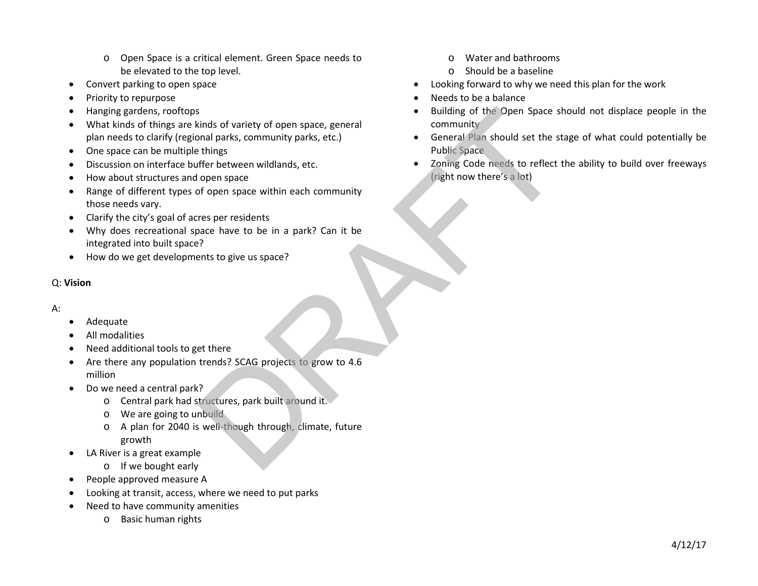- Open Space is a critical element. Green Space needs to be elevated to the top level.
- Convert parking to open space
- Priority to repurpose
- Hanging gardens, rooftops
- What kinds of things are kinds of variety of open space, general plan needs to clarify (regional parks, community parks, etc.)
- One space can be multiple things
- Discussion on interface buffer between wildlands, etc.
- How about structures and open space
- Range of different types of open space within each community those needs vary.
- Clarify the city's goal of acres per residents
- Why does recreational space have to be in a park? Can it be integrated into built space?
- How do we get developments to give us space?

Q: **Vision**

A:

- Adequate
- All modalities
- Need additional tools to get there
- Are there any population trends? SCAG projects to grow to 4.6 million
- Do we need a central park?
  - Central park had structures, park built around it.
  - We are going to unbuild
  - A plan for 2040 is well-though through, climate, future growth
- LA River is a great example
  - If we bought early
- People approved measure A
- Looking at transit, access, where we need to put parks
- Need to have community amenities
  - Basic human rights
  - Water and bathrooms
  - Should be a baseline
- Looking forward to why we need this plan for the work
- Needs to be a balance
- Building of the Open Space should not displace people in the community
- General Plan should set the stage of what could potentially be Public Space
- Zoning Code needs to reflect the ability to build over freeways (right now there's a lot)

DRAFT

4/12/17